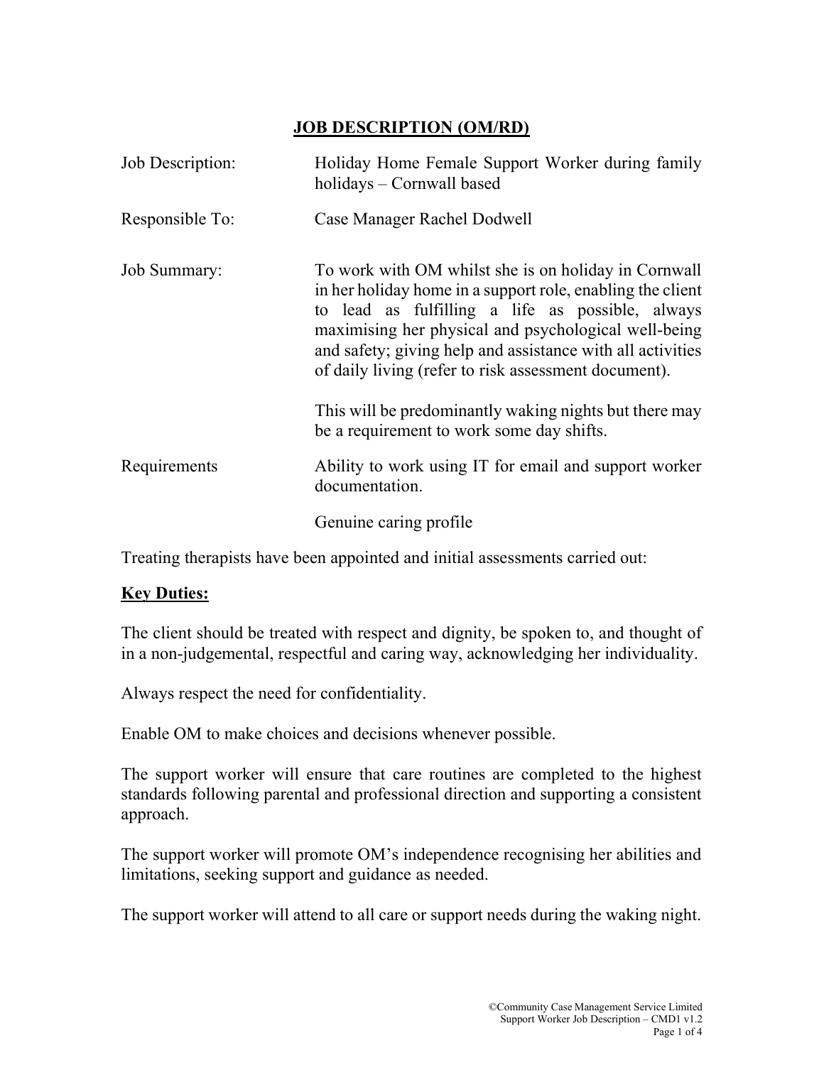# JOB DESCRIPTION (OM/RD)

| | |
|---|---|
| Job Description: | Holiday Home Female Support Worker during family holidays – Cornwall based |
| Responsible To: | Case Manager Rachel Dodwell |
| Job Summary: | To work with OM whilst she is on holiday in Cornwall in her holiday home in a support role, enabling the client to lead as fulfilling a life as possible, always maximising her physical and psychological well-being and safety; giving help and assistance with all activities of daily living (refer to risk assessment document).<br><br>This will be predominantly waking nights but there may be a requirement to work some day shifts. |
| Requirements | Ability to work using IT for email and support worker documentation.<br><br>Genuine caring profile |

Treating therapists have been appointed and initial assessments carried out:

## Key Duties:

The client should be treated with respect and dignity, be spoken to, and thought of in a non-judgemental, respectful and caring way, acknowledging her individuality.

Always respect the need for confidentiality.

Enable OM to make choices and decisions whenever possible.

The support worker will ensure that care routines are completed to the highest standards following parental and professional direction and supporting a consistent approach.

The support worker will promote OM's independence recognising her abilities and limitations, seeking support and guidance as needed.

The support worker will attend to all care or support needs during the waking night.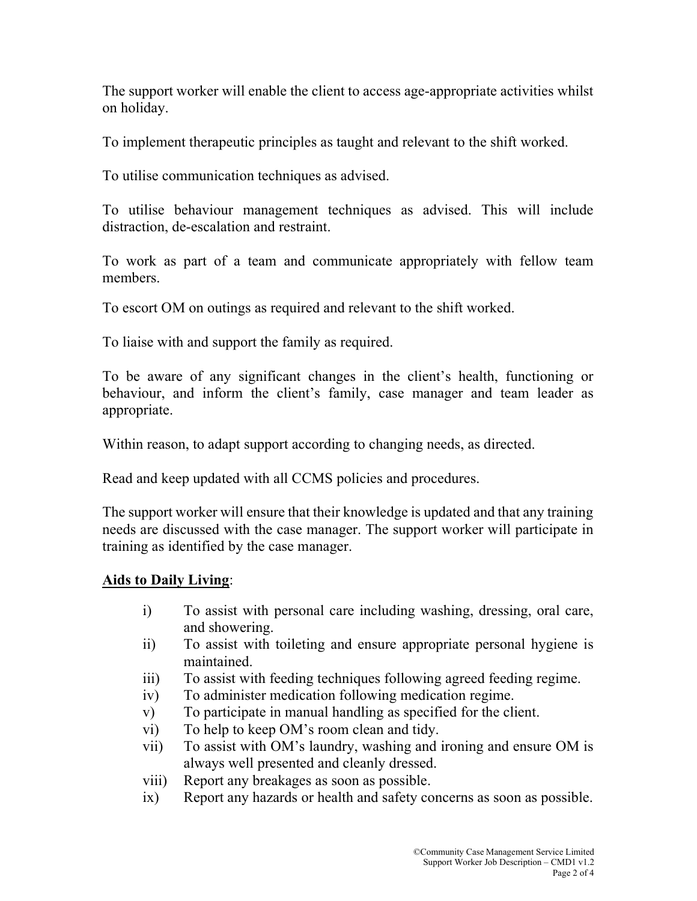The support worker will enable the client to access age-appropriate activities whilst on holiday.

To implement therapeutic principles as taught and relevant to the shift worked.

To utilise communication techniques as advised.

To utilise behaviour management techniques as advised. This will include distraction, de-escalation and restraint.

To work as part of a team and communicate appropriately with fellow team members.

To escort OM on outings as required and relevant to the shift worked.

To liaise with and support the family as required.

To be aware of any significant changes in the client's health, functioning or behaviour, and inform the client's family, case manager and team leader as appropriate.

Within reason, to adapt support according to changing needs, as directed.

Read and keep updated with all CCMS policies and procedures.

The support worker will ensure that their knowledge is updated and that any training needs are discussed with the case manager. The support worker will participate in training as identified by the case manager.

**<u>Aids to Daily Living</u>**:

- i) To assist with personal care including washing, dressing, oral care, and showering.
- ii) To assist with toileting and ensure appropriate personal hygiene is maintained.
- iii) To assist with feeding techniques following agreed feeding regime.
- iv) To administer medication following medication regime.
- v) To participate in manual handling as specified for the client.
- vi) To help to keep OM's room clean and tidy.
- vii) To assist with OM's laundry, washing and ironing and ensure OM is always well presented and cleanly dressed.
- viii) Report any breakages as soon as possible.
- ix) Report any hazards or health and safety concerns as soon as possible.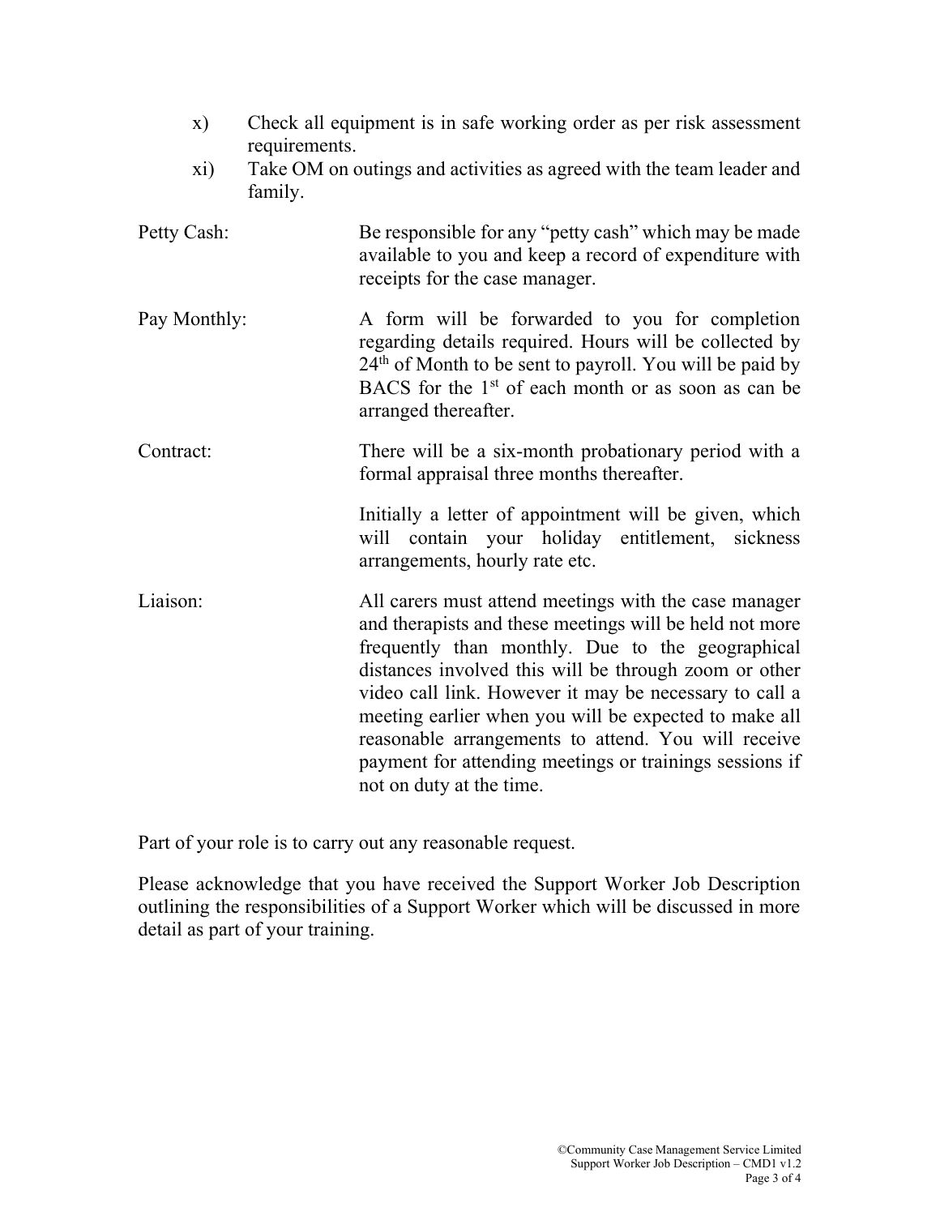x) Check all equipment is in safe working order as per risk assessment requirements.

xi) Take OM on outings and activities as agreed with the team leader and family.

Petty Cash: Be responsible for any "petty cash" which may be made available to you and keep a record of expenditure with receipts for the case manager.

Pay Monthly: A form will be forwarded to you for completion regarding details required. Hours will be collected by 24th of Month to be sent to payroll. You will be paid by BACS for the 1st of each month or as soon as can be arranged thereafter.

Contract: There will be a six-month probationary period with a formal appraisal three months thereafter.

Initially a letter of appointment will be given, which will contain your holiday entitlement, sickness arrangements, hourly rate etc.

Liaison: All carers must attend meetings with the case manager and therapists and these meetings will be held not more frequently than monthly. Due to the geographical distances involved this will be through zoom or other video call link. However it may be necessary to call a meeting earlier when you will be expected to make all reasonable arrangements to attend. You will receive payment for attending meetings or trainings sessions if not on duty at the time.

Part of your role is to carry out any reasonable request.

Please acknowledge that you have received the Support Worker Job Description outlining the responsibilities of a Support Worker which will be discussed in more detail as part of your training.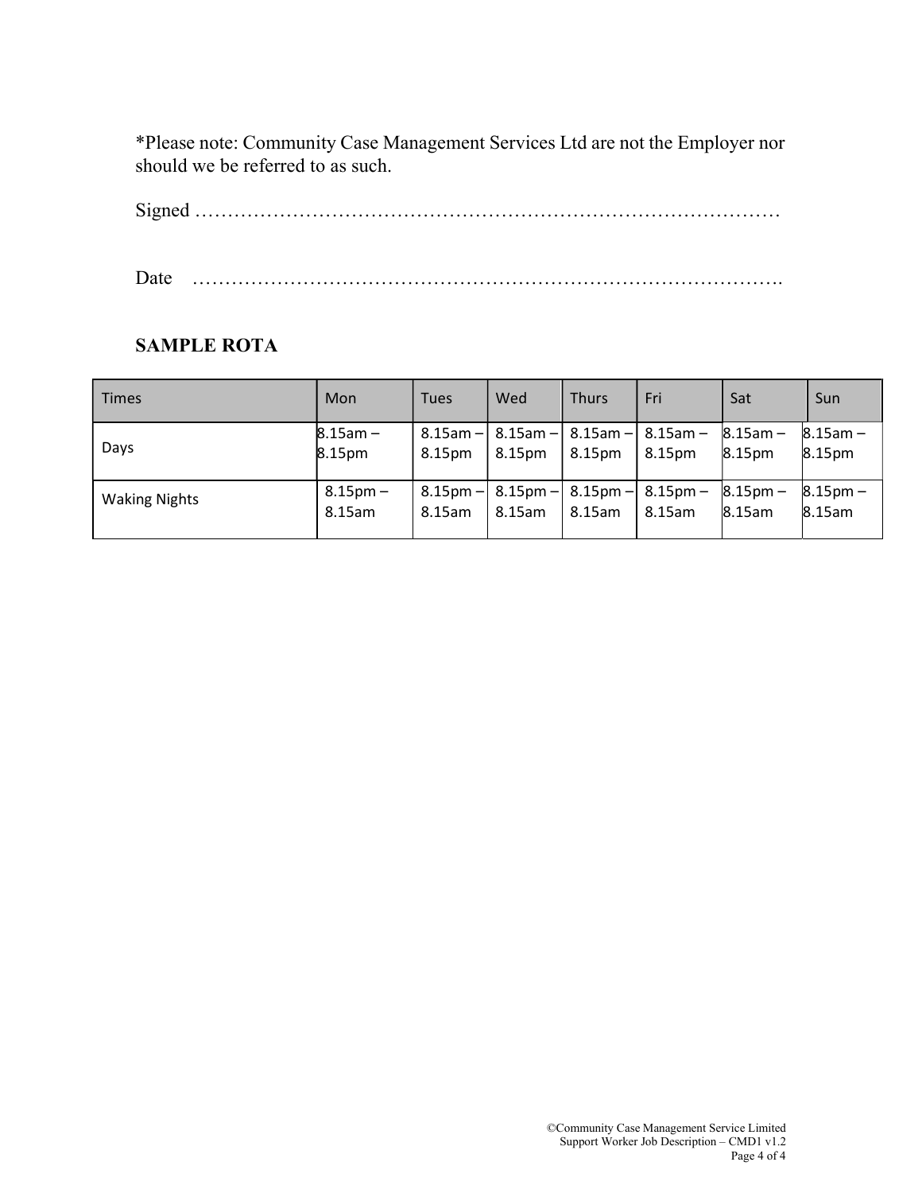*Please note: Community Case Management Services Ltd are not the Employer nor should we be referred to as such.

Signed ……………………………………………………………………………

Date ……………………………………………………………………………….

## SAMPLE ROTA

| Times | Mon | Tues | Wed | Thurs | Fri | Sat | Sun |
|---|---|---|---|---|---|---|---|
| Days | 8.15am – 8.15pm | 8.15am – 8.15pm | 8.15am – 8.15pm | 8.15am – 8.15pm | 8.15am – 8.15pm | 8.15am – 8.15pm | 8.15am – 8.15pm |
| Waking Nights | 8.15pm – 8.15am | 8.15pm – 8.15am | 8.15pm – 8.15am | 8.15pm – 8.15am | 8.15pm – 8.15am | 8.15pm – 8.15am | 8.15pm – 8.15am |